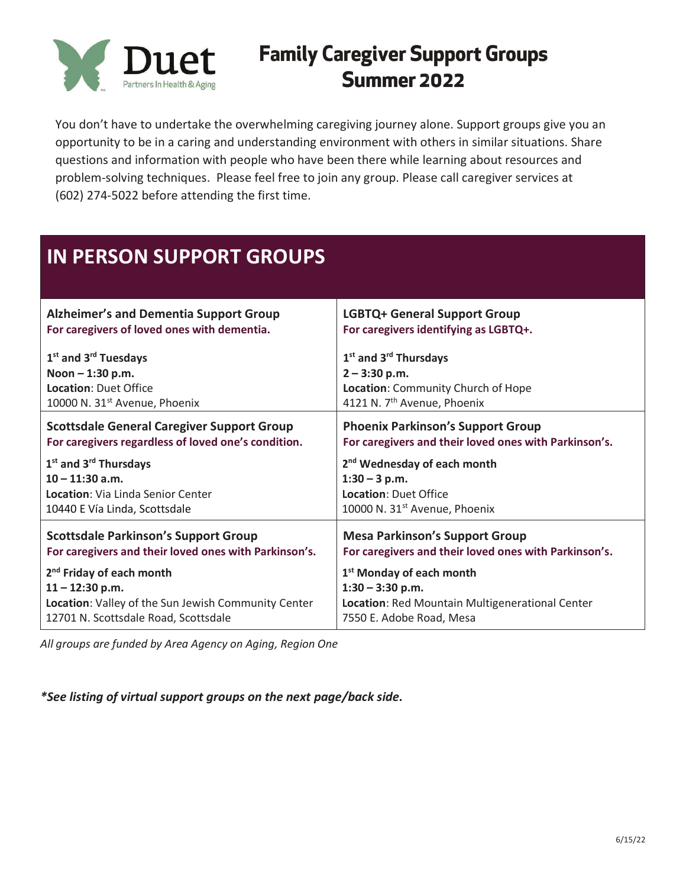Duet
Partners In Health & Aging

# Family Caregiver Support Groups Summer 2022

You don't have to undertake the overwhelming caregiving journey alone. Support groups give you an opportunity to be in a caring and understanding environment with others in similar situations. Share questions and information with people who have been there while learning about resources and problem-solving techniques. Please feel free to join any group. Please call caregiver services at (602) 274-5022 before attending the first time.

## IN PERSON SUPPORT GROUPS

**Alzheimer's and Dementia Support Group**
**For caregivers of loved ones with dementia.**

**1st and 3rd Tuesdays**
**Noon – 1:30 p.m.**
**Location**: Duet Office
10000 N. 31st Avenue, Phoenix

**LGBTQ+ General Support Group**
**For caregivers identifying as LGBTQ+.**

**1st and 3rd Thursdays**
**2 – 3:30 p.m.**
**Location**: Community Church of Hope
4121 N. 7th Avenue, Phoenix

**Scottsdale General Caregiver Support Group**
**For caregivers regardless of loved one's condition.**

**1st and 3rd Thursdays**
**10 – 11:30 a.m.**
**Location**: Via Linda Senior Center
10440 E Vía Linda, Scottsdale

**Phoenix Parkinson's Support Group**
**For caregivers and their loved ones with Parkinson's.**

**2nd Wednesday of each month**
**1:30 – 3 p.m.**
**Location**: Duet Office
10000 N. 31st Avenue, Phoenix

**Scottsdale Parkinson's Support Group**
**For caregivers and their loved ones with Parkinson's.**

**2nd Friday of each month**
**11 – 12:30 p.m.**
**Location**: Valley of the Sun Jewish Community Center
12701 N. Scottsdale Road, Scottsdale

**Mesa Parkinson's Support Group**
**For caregivers and their loved ones with Parkinson's.**

**1st Monday of each month**
**1:30 – 3:30 p.m.**
**Location**: Red Mountain Multigenerational Center
7550 E. Adobe Road, Mesa

*All groups are funded by Area Agency on Aging, Region One*

***See listing of virtual support groups on the next page/back side.***

6/15/22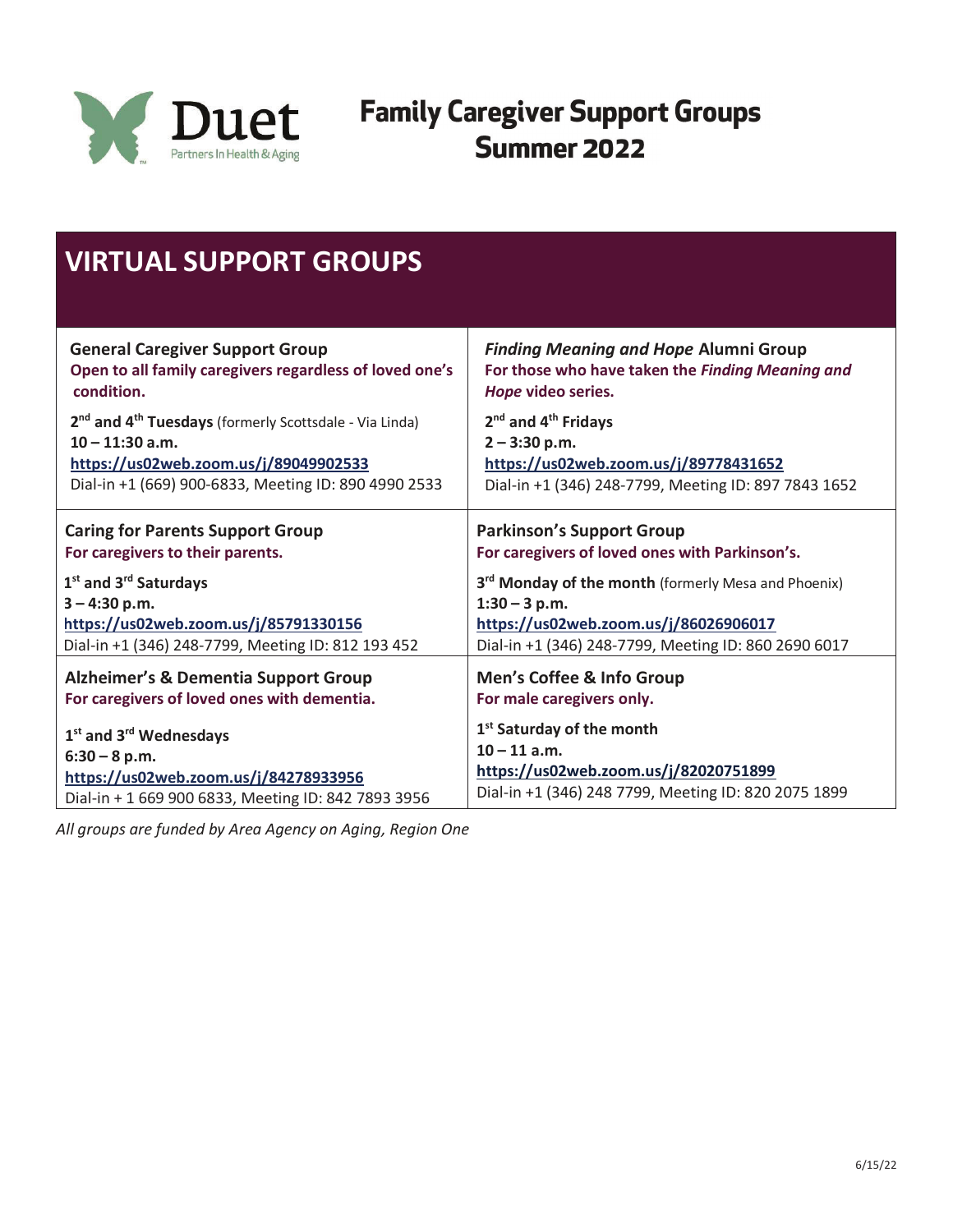Duet
Partners In Health & Aging

# Family Caregiver Support Groups Summer 2022

## VIRTUAL SUPPORT GROUPS

| | |
|---|---|
| **General Caregiver Support Group**<br>**Open to all family caregivers regardless of loved one's condition.**<br>**2nd and 4th Tuesdays** (formerly Scottsdale - Via Linda)<br>**10 – 11:30 a.m.**<br>**https://us02web.zoom.us/j/89049902533**<br>Dial-in +1 (669) 900-6833, Meeting ID: 890 4990 2533 | ***Finding Meaning and Hope* Alumni Group**<br>**For those who have taken the *Finding Meaning and Hope* video series.**<br>**2nd and 4th Fridays**<br>**2 – 3:30 p.m.**<br>**https://us02web.zoom.us/j/89778431652**<br>Dial-in +1 (346) 248-7799, Meeting ID: 897 7843 1652 |
| **Caring for Parents Support Group**<br>**For caregivers to their parents.**<br>**1st and 3rd Saturdays**<br>**3 – 4:30 p.m.**<br>**https://us02web.zoom.us/j/85791330156**<br>Dial-in +1 (346) 248-7799, Meeting ID: 812 193 452 | **Parkinson's Support Group**<br>**For caregivers of loved ones with Parkinson's.**<br>**3rd Monday of the month** (formerly Mesa and Phoenix)<br>**1:30 – 3 p.m.**<br>**https://us02web.zoom.us/j/86026906017**<br>Dial-in +1 (346) 248-7799, Meeting ID: 860 2690 6017 |
| **Alzheimer's & Dementia Support Group**<br>**For caregivers of loved ones with dementia.**<br>**1st and 3rd Wednesdays**<br>**6:30 – 8 p.m.**<br>**https://us02web.zoom.us/j/84278933956**<br>Dial-in + 1 669 900 6833, Meeting ID: 842 7893 3956 | **Men's Coffee & Info Group**<br>**For male caregivers only.**<br>**1st Saturday of the month**<br>**10 – 11 a.m.**<br>**https://us02web.zoom.us/j/82020751899**<br>Dial-in +1 (346) 248 7799, Meeting ID: 820 2075 1899 |

*All groups are funded by Area Agency on Aging, Region One*

6/15/22